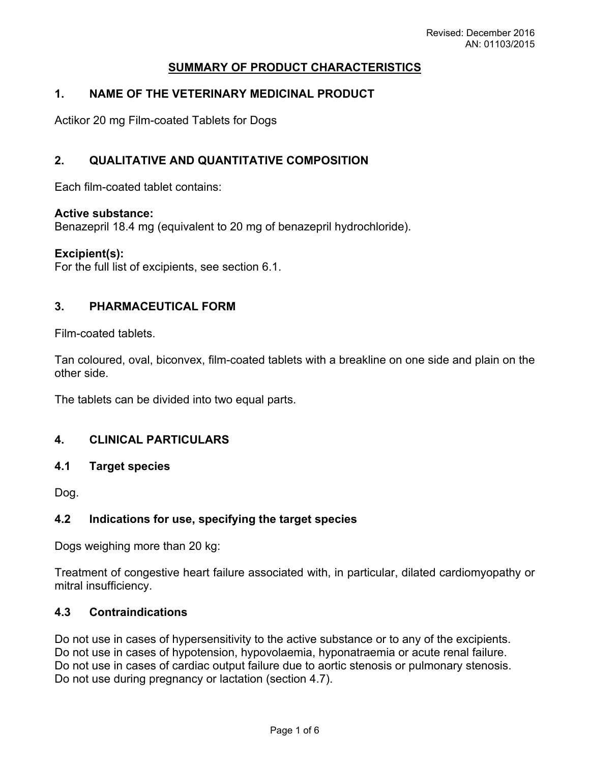Revised: December 2016
AN: 01103/2015

# SUMMARY OF PRODUCT CHARACTERISTICS

## 1. NAME OF THE VETERINARY MEDICINAL PRODUCT

Actikor 20 mg Film-coated Tablets for Dogs

## 2. QUALITATIVE AND QUANTITATIVE COMPOSITION

Each film-coated tablet contains:

**Active substance:**
Benazepril 18.4 mg (equivalent to 20 mg of benazepril hydrochloride).

**Excipient(s):**
For the full list of excipients, see section 6.1.

## 3. PHARMACEUTICAL FORM

Film-coated tablets.

Tan coloured, oval, biconvex, film-coated tablets with a breakline on one side and plain on the other side.

The tablets can be divided into two equal parts.

## 4. CLINICAL PARTICULARS

### 4.1 Target species

Dog.

### 4.2 Indications for use, specifying the target species

Dogs weighing more than 20 kg:

Treatment of congestive heart failure associated with, in particular, dilated cardiomyopathy or mitral insufficiency.

### 4.3 Contraindications

Do not use in cases of hypersensitivity to the active substance or to any of the excipients.
Do not use in cases of hypotension, hypovolaemia, hyponatraemia or acute renal failure.
Do not use in cases of cardiac output failure due to aortic stenosis or pulmonary stenosis.
Do not use during pregnancy or lactation (section 4.7).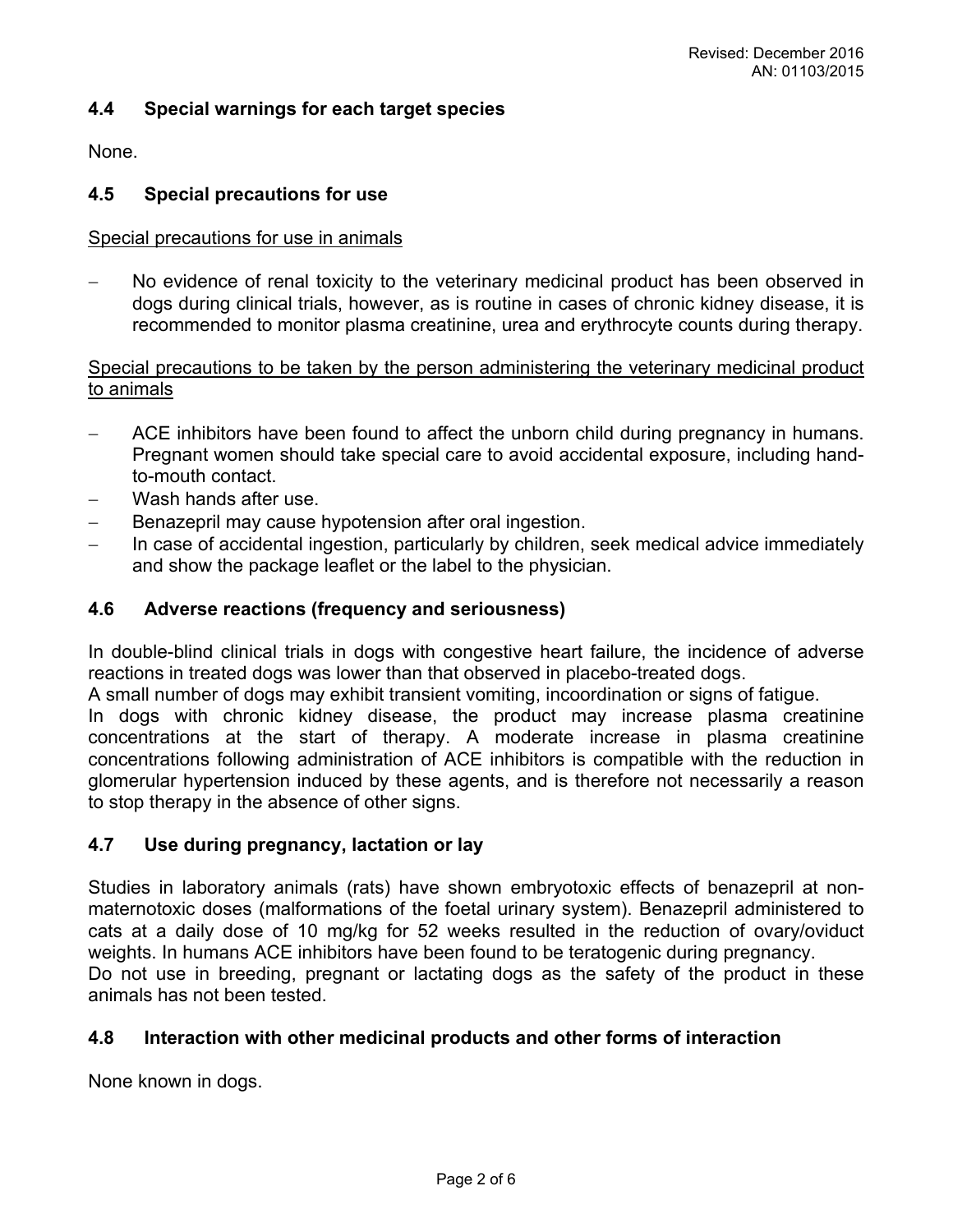## 4.4 Special warnings for each target species

None.

## 4.5 Special precautions for use

Special precautions for use in animals

- No evidence of renal toxicity to the veterinary medicinal product has been observed in dogs during clinical trials, however, as is routine in cases of chronic kidney disease, it is recommended to monitor plasma creatinine, urea and erythrocyte counts during therapy.

Special precautions to be taken by the person administering the veterinary medicinal product to animals

- ACE inhibitors have been found to affect the unborn child during pregnancy in humans. Pregnant women should take special care to avoid accidental exposure, including hand-to-mouth contact.
- Wash hands after use.
- Benazepril may cause hypotension after oral ingestion.
- In case of accidental ingestion, particularly by children, seek medical advice immediately and show the package leaflet or the label to the physician.

## 4.6 Adverse reactions (frequency and seriousness)

In double-blind clinical trials in dogs with congestive heart failure, the incidence of adverse reactions in treated dogs was lower than that observed in placebo-treated dogs.
A small number of dogs may exhibit transient vomiting, incoordination or signs of fatigue.
In dogs with chronic kidney disease, the product may increase plasma creatinine concentrations at the start of therapy. A moderate increase in plasma creatinine concentrations following administration of ACE inhibitors is compatible with the reduction in glomerular hypertension induced by these agents, and is therefore not necessarily a reason to stop therapy in the absence of other signs.

## 4.7 Use during pregnancy, lactation or lay

Studies in laboratory animals (rats) have shown embryotoxic effects of benazepril at non-maternotoxic doses (malformations of the foetal urinary system). Benazepril administered to cats at a daily dose of 10 mg/kg for 52 weeks resulted in the reduction of ovary/oviduct weights. In humans ACE inhibitors have been found to be teratogenic during pregnancy.
Do not use in breeding, pregnant or lactating dogs as the safety of the product in these animals has not been tested.

## 4.8 Interaction with other medicinal products and other forms of interaction

None known in dogs.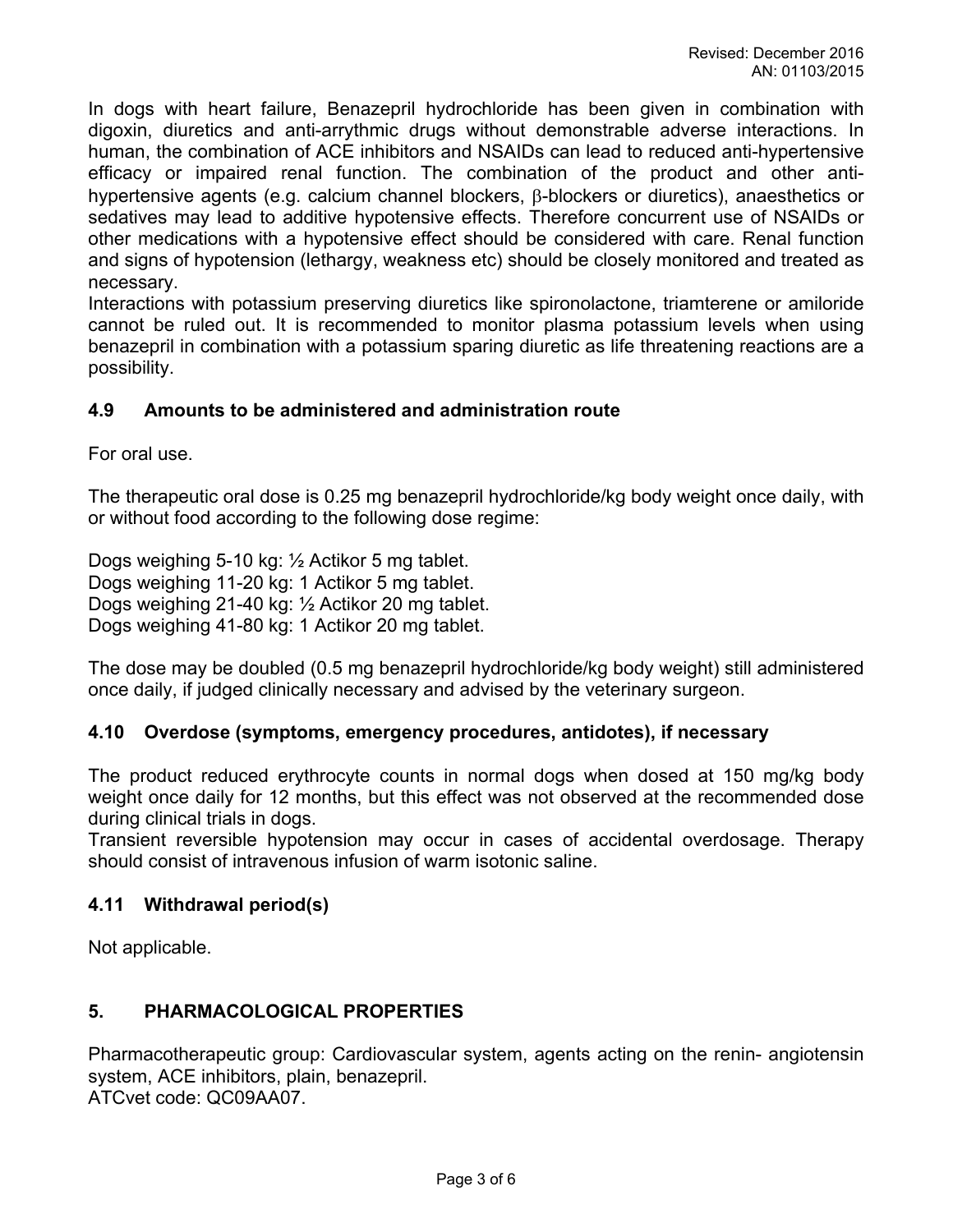In dogs with heart failure, Benazepril hydrochloride has been given in combination with digoxin, diuretics and anti-arrythmic drugs without demonstrable adverse interactions. In human, the combination of ACE inhibitors and NSAIDs can lead to reduced anti-hypertensive efficacy or impaired renal function. The combination of the product and other anti-hypertensive agents (e.g. calcium channel blockers, β-blockers or diuretics), anaesthetics or sedatives may lead to additive hypotensive effects. Therefore concurrent use of NSAIDs or other medications with a hypotensive effect should be considered with care. Renal function and signs of hypotension (lethargy, weakness etc) should be closely monitored and treated as necessary.
Interactions with potassium preserving diuretics like spironolactone, triamterene or amiloride cannot be ruled out. It is recommended to monitor plasma potassium levels when using benazepril in combination with a potassium sparing diuretic as life threatening reactions are a possibility.

## 4.9 Amounts to be administered and administration route

For oral use.

The therapeutic oral dose is 0.25 mg benazepril hydrochloride/kg body weight once daily, with or without food according to the following dose regime:

Dogs weighing 5-10 kg: ½ Actikor 5 mg tablet.
Dogs weighing 11-20 kg: 1 Actikor 5 mg tablet.
Dogs weighing 21-40 kg: ½ Actikor 20 mg tablet.
Dogs weighing 41-80 kg: 1 Actikor 20 mg tablet.

The dose may be doubled (0.5 mg benazepril hydrochloride/kg body weight) still administered once daily, if judged clinically necessary and advised by the veterinary surgeon.

## 4.10 Overdose (symptoms, emergency procedures, antidotes), if necessary

The product reduced erythrocyte counts in normal dogs when dosed at 150 mg/kg body weight once daily for 12 months, but this effect was not observed at the recommended dose during clinical trials in dogs.
Transient reversible hypotension may occur in cases of accidental overdosage. Therapy should consist of intravenous infusion of warm isotonic saline.

## 4.11 Withdrawal period(s)

Not applicable.

# 5. PHARMACOLOGICAL PROPERTIES

Pharmacotherapeutic group: Cardiovascular system, agents acting on the renin- angiotensin system, ACE inhibitors, plain, benazepril.
ATCvet code: QC09AA07.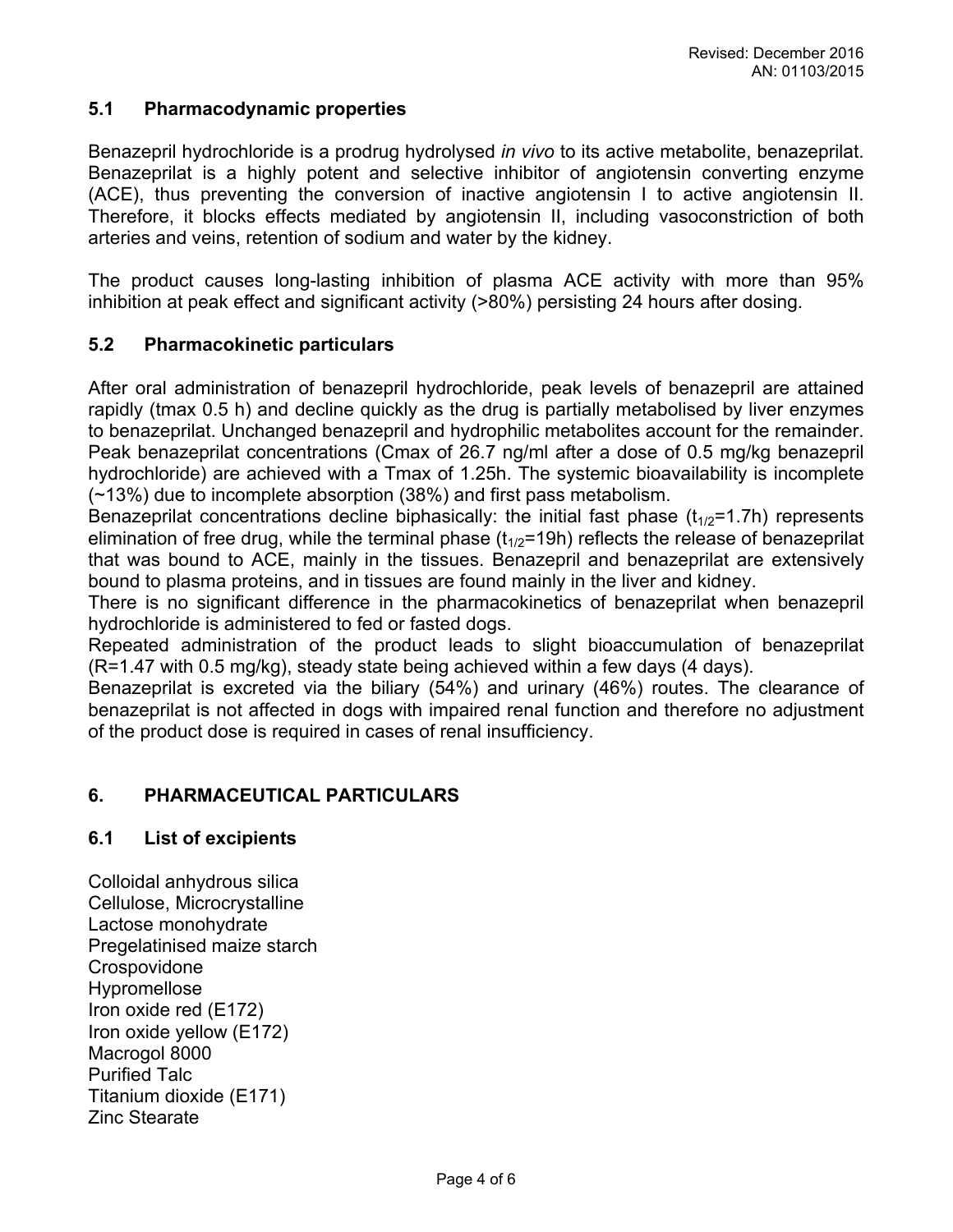## 5.1 Pharmacodynamic properties

Benazepril hydrochloride is a prodrug hydrolysed *in vivo* to its active metabolite, benazeprilat. Benazeprilat is a highly potent and selective inhibitor of angiotensin converting enzyme (ACE), thus preventing the conversion of inactive angiotensin I to active angiotensin II. Therefore, it blocks effects mediated by angiotensin II, including vasoconstriction of both arteries and veins, retention of sodium and water by the kidney.

The product causes long-lasting inhibition of plasma ACE activity with more than 95% inhibition at peak effect and significant activity (>80%) persisting 24 hours after dosing.

## 5.2 Pharmacokinetic particulars

After oral administration of benazepril hydrochloride, peak levels of benazepril are attained rapidly (tmax 0.5 h) and decline quickly as the drug is partially metabolised by liver enzymes to benazeprilat. Unchanged benazepril and hydrophilic metabolites account for the remainder. Peak benazeprilat concentrations (Cmax of 26.7 ng/ml after a dose of 0.5 mg/kg benazepril hydrochloride) are achieved with a Tmax of 1.25h. The systemic bioavailability is incomplete (~13%) due to incomplete absorption (38%) and first pass metabolism.

Benazeprilat concentrations decline biphasically: the initial fast phase ($t_{1/2}$=1.7h) represents elimination of free drug, while the terminal phase ($t_{1/2}$=19h) reflects the release of benazeprilat that was bound to ACE, mainly in the tissues. Benazepril and benazeprilat are extensively bound to plasma proteins, and in tissues are found mainly in the liver and kidney.

There is no significant difference in the pharmacokinetics of benazeprilat when benazepril hydrochloride is administered to fed or fasted dogs.

Repeated administration of the product leads to slight bioaccumulation of benazeprilat (R=1.47 with 0.5 mg/kg), steady state being achieved within a few days (4 days).

Benazeprilat is excreted via the biliary (54%) and urinary (46%) routes. The clearance of benazeprilat is not affected in dogs with impaired renal function and therefore no adjustment of the product dose is required in cases of renal insufficiency.

# 6. PHARMACEUTICAL PARTICULARS

## 6.1 List of excipients

Colloidal anhydrous silica
Cellulose, Microcrystalline
Lactose monohydrate
Pregelatinised maize starch
Crospovidone
Hypromellose
Iron oxide red (E172)
Iron oxide yellow (E172)
Macrogol 8000
Purified Talc
Titanium dioxide (E171)
Zinc Stearate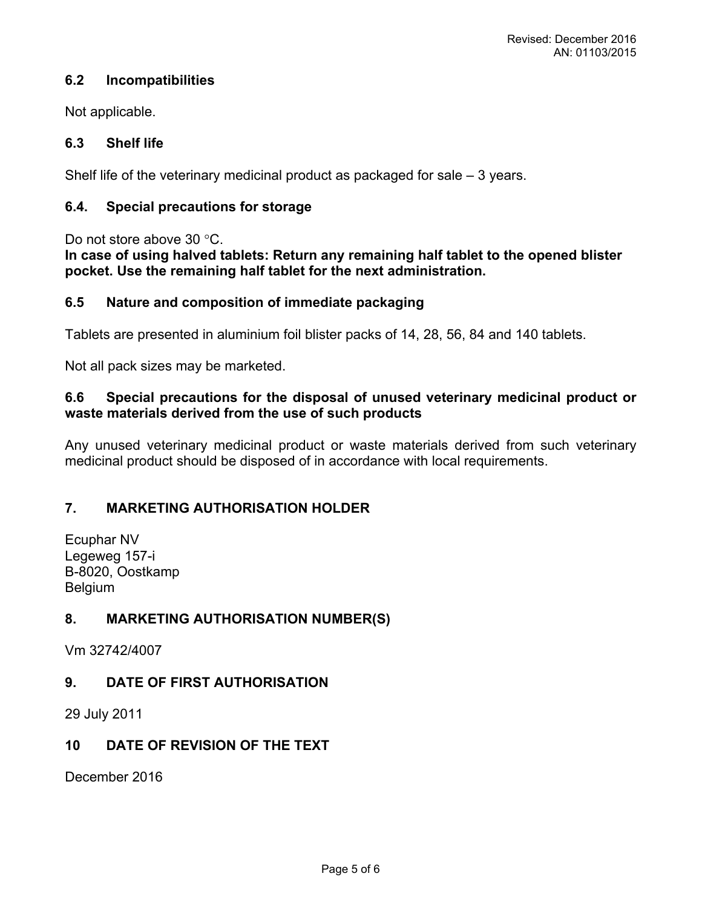### 6.2 Incompatibilities

Not applicable.

### 6.3 Shelf life

Shelf life of the veterinary medicinal product as packaged for sale – 3 years.

### 6.4. Special precautions for storage

Do not store above 30 °C.

**In case of using halved tablets: Return any remaining half tablet to the opened blister pocket. Use the remaining half tablet for the next administration.**

### 6.5 Nature and composition of immediate packaging

Tablets are presented in aluminium foil blister packs of 14, 28, 56, 84 and 140 tablets.

Not all pack sizes may be marketed.

### 6.6 Special precautions for the disposal of unused veterinary medicinal product or waste materials derived from the use of such products

Any unused veterinary medicinal product or waste materials derived from such veterinary medicinal product should be disposed of in accordance with local requirements.

## 7. MARKETING AUTHORISATION HOLDER

Ecuphar NV
Legeweg 157-i
B-8020, Oostkamp
Belgium

## 8. MARKETING AUTHORISATION NUMBER(S)

Vm 32742/4007

## 9. DATE OF FIRST AUTHORISATION

29 July 2011

## 10 DATE OF REVISION OF THE TEXT

December 2016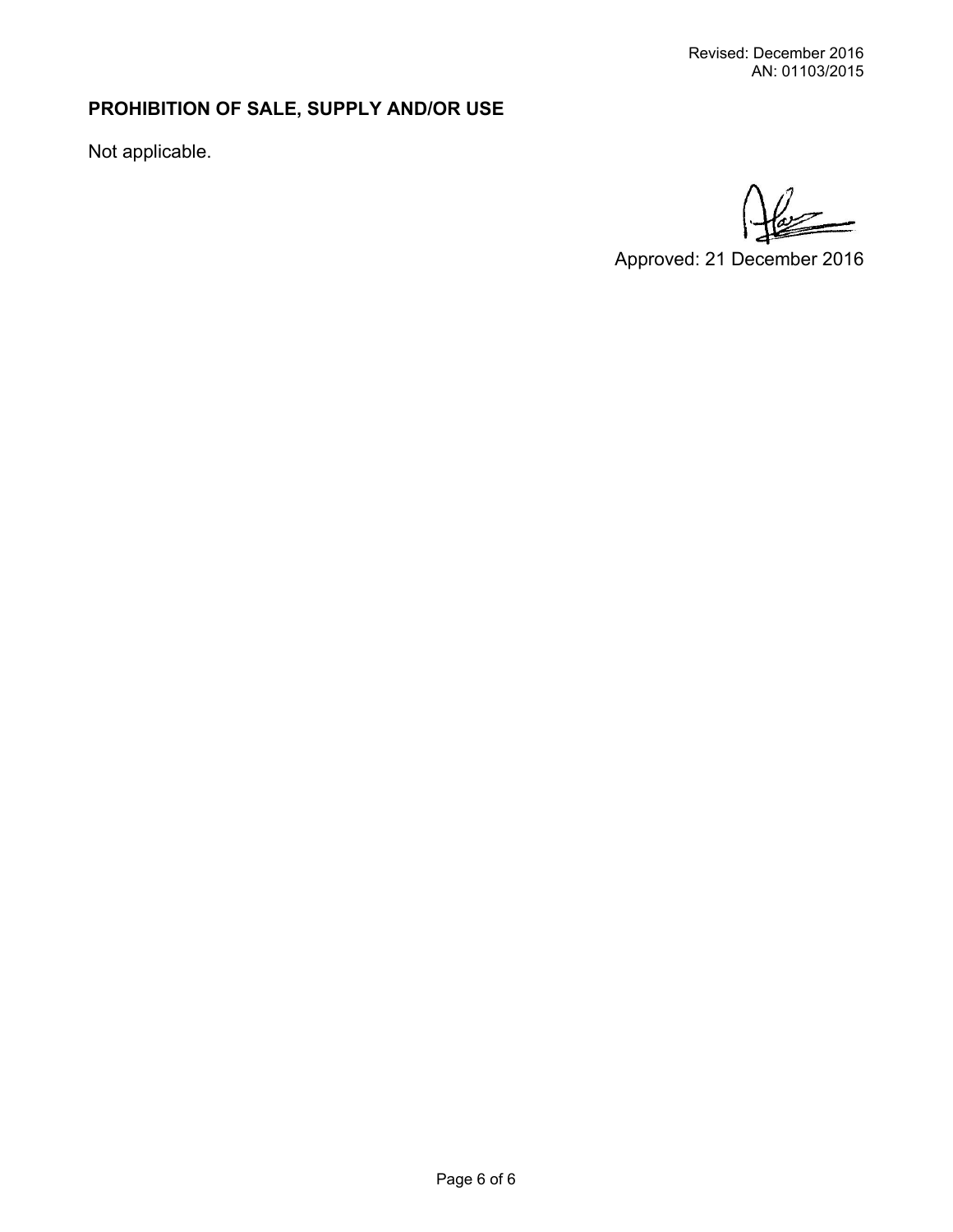## PROHIBITION OF SALE, SUPPLY AND/OR USE

Not applicable.

Approved: 21 December 2016